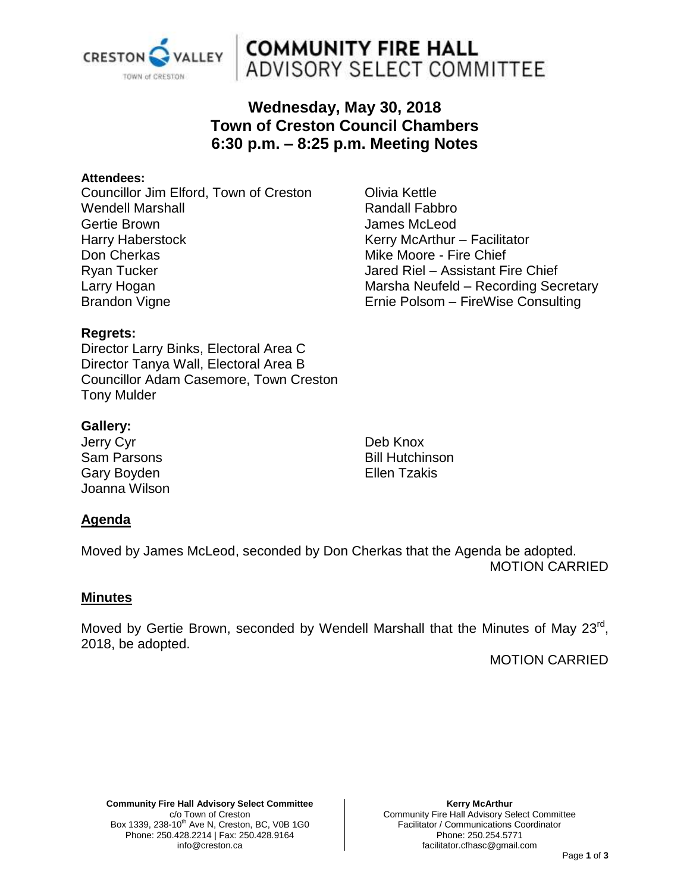# COMMUNITY FIRE HALL ADVISORY SELECT COMMITTEE

## Wednesday, May 30, 2018
## Town of Creston Council Chambers
## 6:30 p.m. – 8:25 p.m. Meeting Notes

**Attendees:**

Councillor Jim Elford, Town of Creston
Wendell Marshall
Gertie Brown
Harry Haberstock
Don Cherkas
Ryan Tucker
Larry Hogan
Brandon Vigne
Olivia Kettle
Randall Fabbro
James McLeod
Kerry McArthur – Facilitator
Mike Moore - Fire Chief
Jared Riel – Assistant Fire Chief
Marsha Neufeld – Recording Secretary
Ernie Polsom – FireWise Consulting

**Regrets:**

Director Larry Binks, Electoral Area C
Director Tanya Wall, Electoral Area B
Councillor Adam Casemore, Town Creston
Tony Mulder

**Gallery:**

Jerry Cyr
Sam Parsons
Gary Boyden
Joanna Wilson
Deb Knox
Bill Hutchinson
Ellen Tzakis

**Agenda**

Moved by James McLeod, seconded by Don Cherkas that the Agenda be adopted.

MOTION CARRIED

**Minutes**

Moved by Gertie Brown, seconded by Wendell Marshall that the Minutes of May 23rd, 2018, be adopted.

MOTION CARRIED

**Community Fire Hall Advisory Select Committee**
c/o Town of Creston
Box 1339, 238-10th Ave N, Creston, BC, V0B 1G0
Phone: 250.428.2214 | Fax: 250.428.9164
info@creston.ca

**Kerry McArthur**
Community Fire Hall Advisory Select Committee
Facilitator / Communications Coordinator
Phone: 250.254.5771
facilitator.cfhasc@gmail.com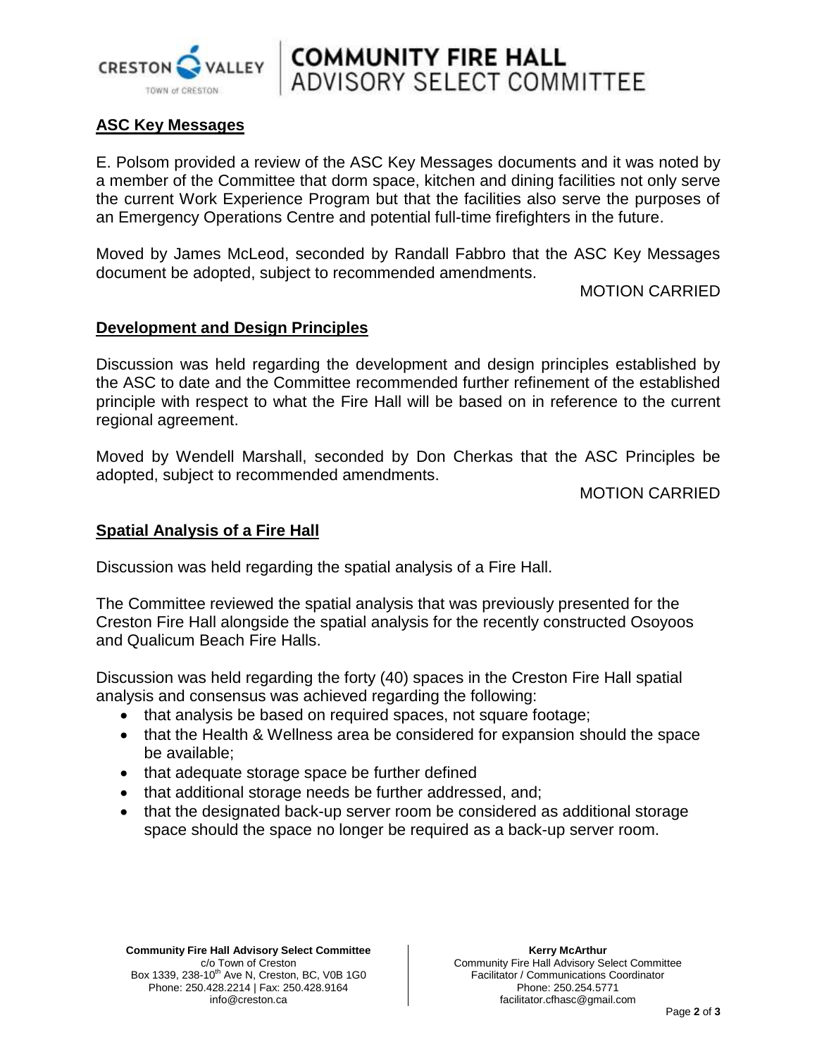## ASC Key Messages

E. Polsom provided a review of the ASC Key Messages documents and it was noted by a member of the Committee that dorm space, kitchen and dining facilities not only serve the current Work Experience Program but that the facilities also serve the purposes of an Emergency Operations Centre and potential full-time firefighters in the future.

Moved by James McLeod, seconded by Randall Fabbro that the ASC Key Messages document be adopted, subject to recommended amendments.

MOTION CARRIED

## Development and Design Principles

Discussion was held regarding the development and design principles established by the ASC to date and the Committee recommended further refinement of the established principle with respect to what the Fire Hall will be based on in reference to the current regional agreement.

Moved by Wendell Marshall, seconded by Don Cherkas that the ASC Principles be adopted, subject to recommended amendments.

MOTION CARRIED

## Spatial Analysis of a Fire Hall

Discussion was held regarding the spatial analysis of a Fire Hall.

The Committee reviewed the spatial analysis that was previously presented for the Creston Fire Hall alongside the spatial analysis for the recently constructed Osoyoos and Qualicum Beach Fire Halls.

Discussion was held regarding the forty (40) spaces in the Creston Fire Hall spatial analysis and consensus was achieved regarding the following:

- that analysis be based on required spaces, not square footage;
- that the Health & Wellness area be considered for expansion should the space be available;
- that adequate storage space be further defined
- that additional storage needs be further addressed, and;
- that the designated back-up server room be considered as additional storage space should the space no longer be required as a back-up server room.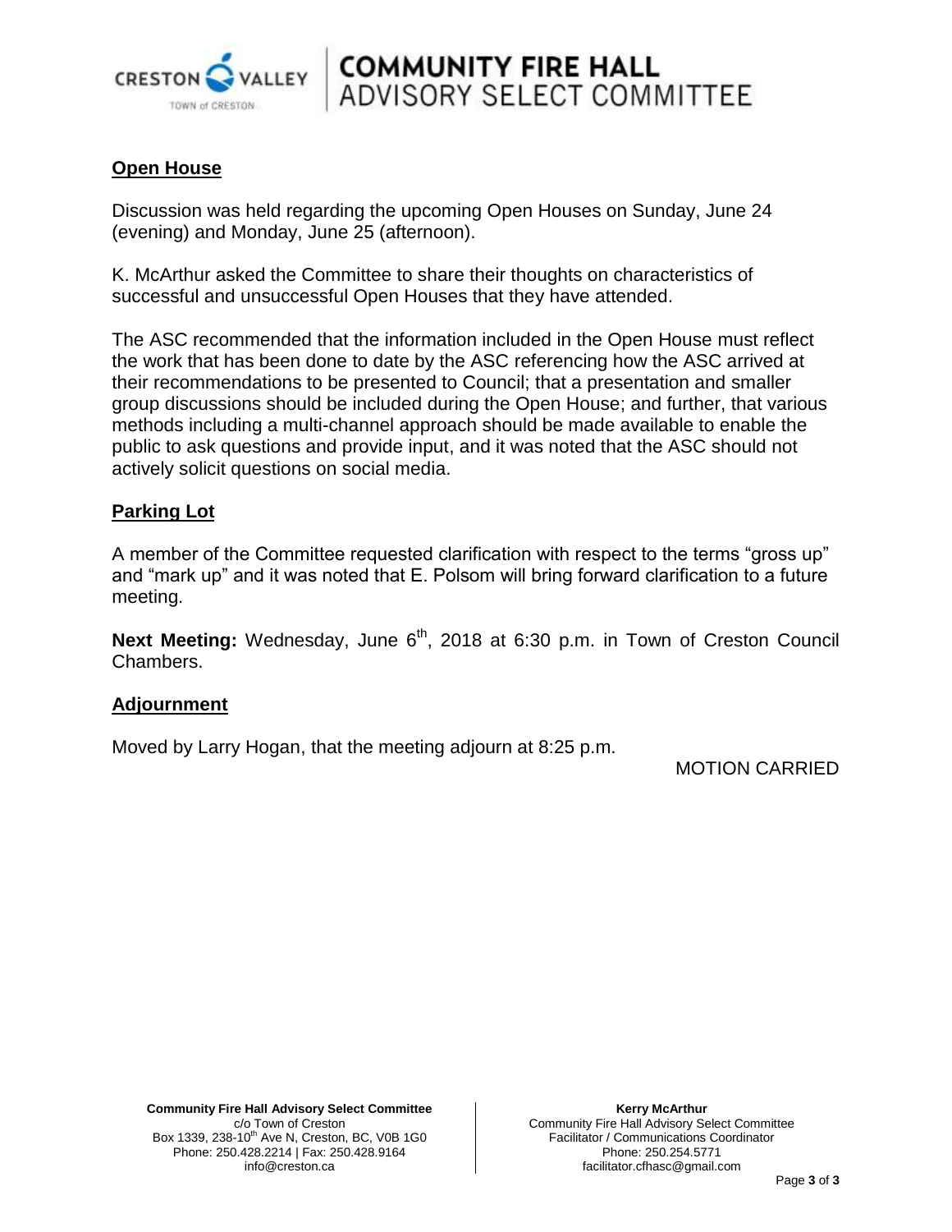## Open House

Discussion was held regarding the upcoming Open Houses on Sunday, June 24 (evening) and Monday, June 25 (afternoon).

K. McArthur asked the Committee to share their thoughts on characteristics of successful and unsuccessful Open Houses that they have attended.

The ASC recommended that the information included in the Open House must reflect the work that has been done to date by the ASC referencing how the ASC arrived at their recommendations to be presented to Council; that a presentation and smaller group discussions should be included during the Open House; and further, that various methods including a multi-channel approach should be made available to enable the public to ask questions and provide input, and it was noted that the ASC should not actively solicit questions on social media.

## Parking Lot

A member of the Committee requested clarification with respect to the terms "gross up" and "mark up" and it was noted that E. Polsom will bring forward clarification to a future meeting.

**Next Meeting:** Wednesday, June 6th, 2018 at 6:30 p.m. in Town of Creston Council Chambers.

## Adjournment

Moved by Larry Hogan, that the meeting adjourn at 8:25 p.m.

MOTION CARRIED

**Community Fire Hall Advisory Select Committee**
c/o Town of Creston
Box 1339, 238-10th Ave N, Creston, BC, V0B 1G0
Phone: 250.428.2214 | Fax: 250.428.9164
info@creston.ca

**Kerry McArthur**
Community Fire Hall Advisory Select Committee
Facilitator / Communications Coordinator
Phone: 250.254.5771
facilitator.cfhasc@gmail.com